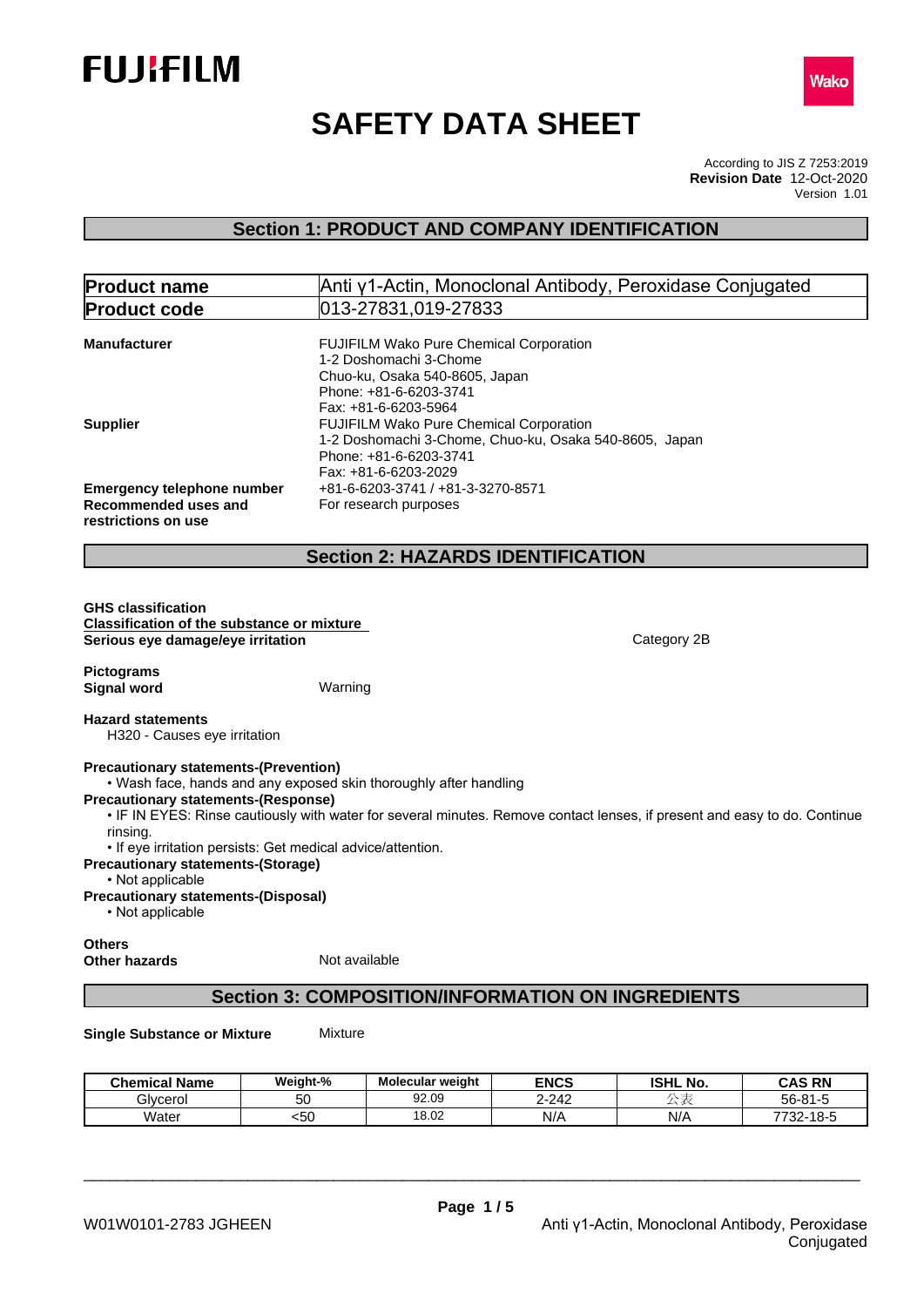FUJIFILM

Wako

# SAFETY DATA SHEET

According to JIS Z 7253:2019
**Revision Date** 12-Oct-2020
Version 1.01

## Section 1: PRODUCT AND COMPANY IDENTIFICATION

| **Product name** | Anti γ1-Actin, Monoclonal Antibody, Peroxidase Conjugated |
|---|---|
| **Product code** | 013-27831,019-27833 |

**Manufacturer**
FUJIFILM Wako Pure Chemical Corporation
1-2 Doshomachi 3-Chome
Chuo-ku, Osaka 540-8605, Japan
Phone: +81-6-6203-3741
Fax: +81-6-6203-5964

**Supplier**
FUJIFILM Wako Pure Chemical Corporation
1-2 Doshomachi 3-Chome, Chuo-ku, Osaka 540-8605, Japan
Phone: +81-6-6203-3741
Fax: +81-6-6203-2029

**Emergency telephone number** +81-6-6203-3741 / +81-3-3270-8571

**Recommended uses and restrictions on use** For research purposes

## Section 2: HAZARDS IDENTIFICATION

**GHS classification**
**Classification of the substance or mixture**
**Serious eye damage/eye irritation** Category 2B

**Pictograms**
**Signal word** Warning

**Hazard statements**
H320 - Causes eye irritation

**Precautionary statements-(Prevention)**
• Wash face, hands and any exposed skin thoroughly after handling

**Precautionary statements-(Response)**
• IF IN EYES: Rinse cautiously with water for several minutes. Remove contact lenses, if present and easy to do. Continue rinsing.
• If eye irritation persists: Get medical advice/attention.

**Precautionary statements-(Storage)**
• Not applicable

**Precautionary statements-(Disposal)**
• Not applicable

**Others**
**Other hazards** Not available

## Section 3: COMPOSITION/INFORMATION ON INGREDIENTS

**Single Substance or Mixture** Mixture

| Chemical Name | Weight-% | Molecular weight | ENCS | ISHL No. | CAS RN |
|---|---|---|---|---|---|
| Glycerol | 50 | 92.09 | 2-242 | 公表 | 56-81-5 |
| Water | <50 | 18.02 | N/A | N/A | 7732-18-5 |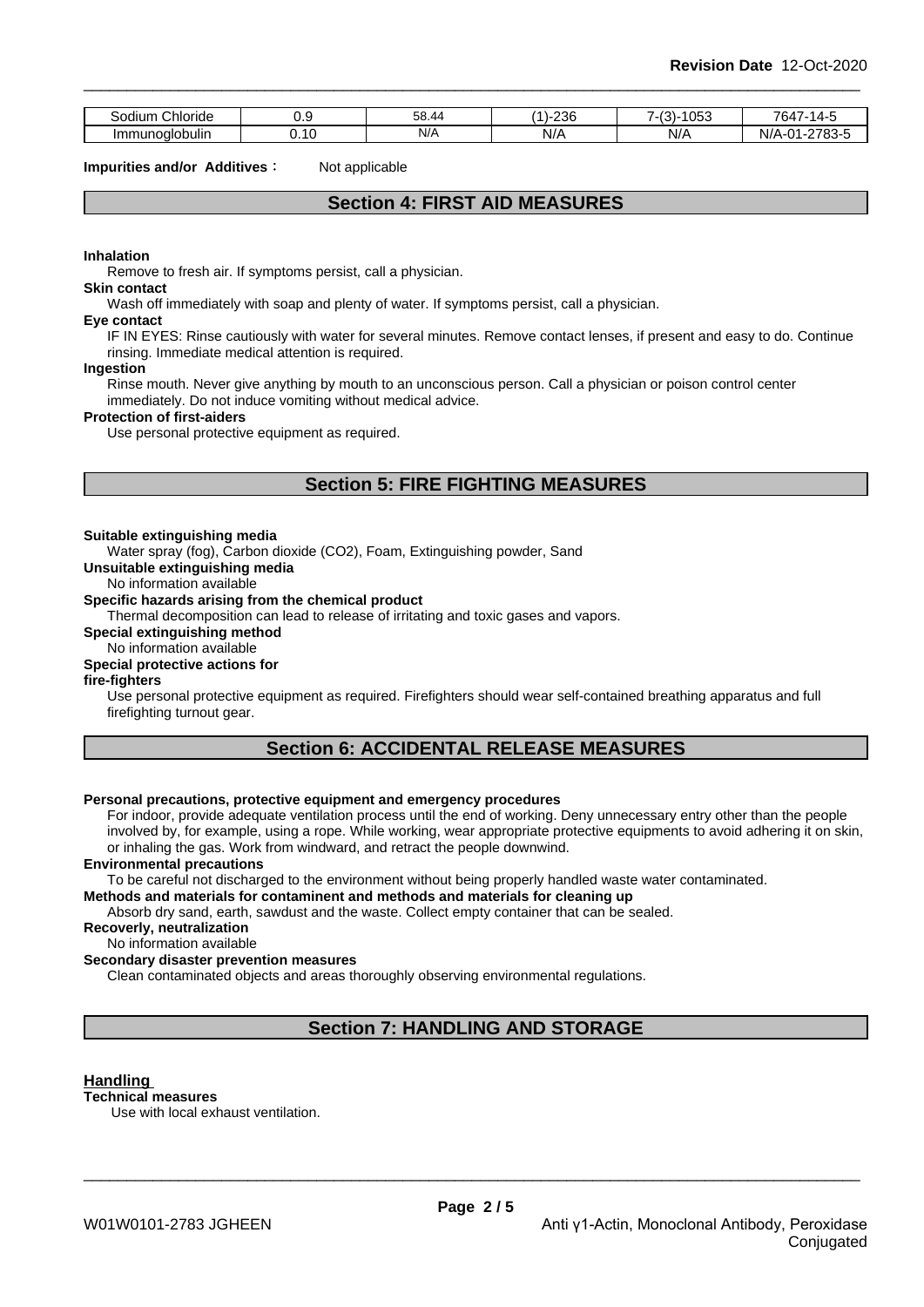| Sodium Chloride | 0.9 | 58.44 | (1)-236 | 7-(3)-1053 | 7647-14-5 |
| --- | --- | --- | --- | --- | --- |
| Immunoglobulin | 0.10 | N/A | N/A | N/A | N/A-01-2783-5 |

**Impurities and/or Additives**： Not applicable

## Section 4: FIRST AID MEASURES

**Inhalation**
Remove to fresh air. If symptoms persist, call a physician.

**Skin contact**
Wash off immediately with soap and plenty of water. If symptoms persist, call a physician.

**Eye contact**
IF IN EYES: Rinse cautiously with water for several minutes. Remove contact lenses, if present and easy to do. Continue rinsing. Immediate medical attention is required.

**Ingestion**
Rinse mouth. Never give anything by mouth to an unconscious person. Call a physician or poison control center immediately. Do not induce vomiting without medical advice.

**Protection of first-aiders**
Use personal protective equipment as required.

## Section 5: FIRE FIGHTING MEASURES

**Suitable extinguishing media**
Water spray (fog), Carbon dioxide (CO2), Foam, Extinguishing powder, Sand

**Unsuitable extinguishing media**
No information available

**Specific hazards arising from the chemical product**
Thermal decomposition can lead to release of irritating and toxic gases and vapors.

**Special extinguishing method**
No information available

**Special protective actions for fire-fighters**
Use personal protective equipment as required. Firefighters should wear self-contained breathing apparatus and full firefighting turnout gear.

## Section 6: ACCIDENTAL RELEASE MEASURES

**Personal precautions, protective equipment and emergency procedures**
For indoor, provide adequate ventilation process until the end of working. Deny unnecessary entry other than the people involved by, for example, using a rope. While working, wear appropriate protective equipments to avoid adhering it on skin, or inhaling the gas. Work from windward, and retract the people downwind.

**Environmental precautions**
To be careful not discharged to the environment without being properly handled waste water contaminated.

**Methods and materials for contaminent and methods and materials for cleaning up**
Absorb dry sand, earth, sawdust and the waste. Collect empty container that can be sealed.

**Recoverly, neutralization**
No information available

**Secondary disaster prevention measures**
Clean contaminated objects and areas thoroughly observing environmental regulations.

## Section 7: HANDLING AND STORAGE

### Handling

**Technical measures**
Use with local exhaust ventilation.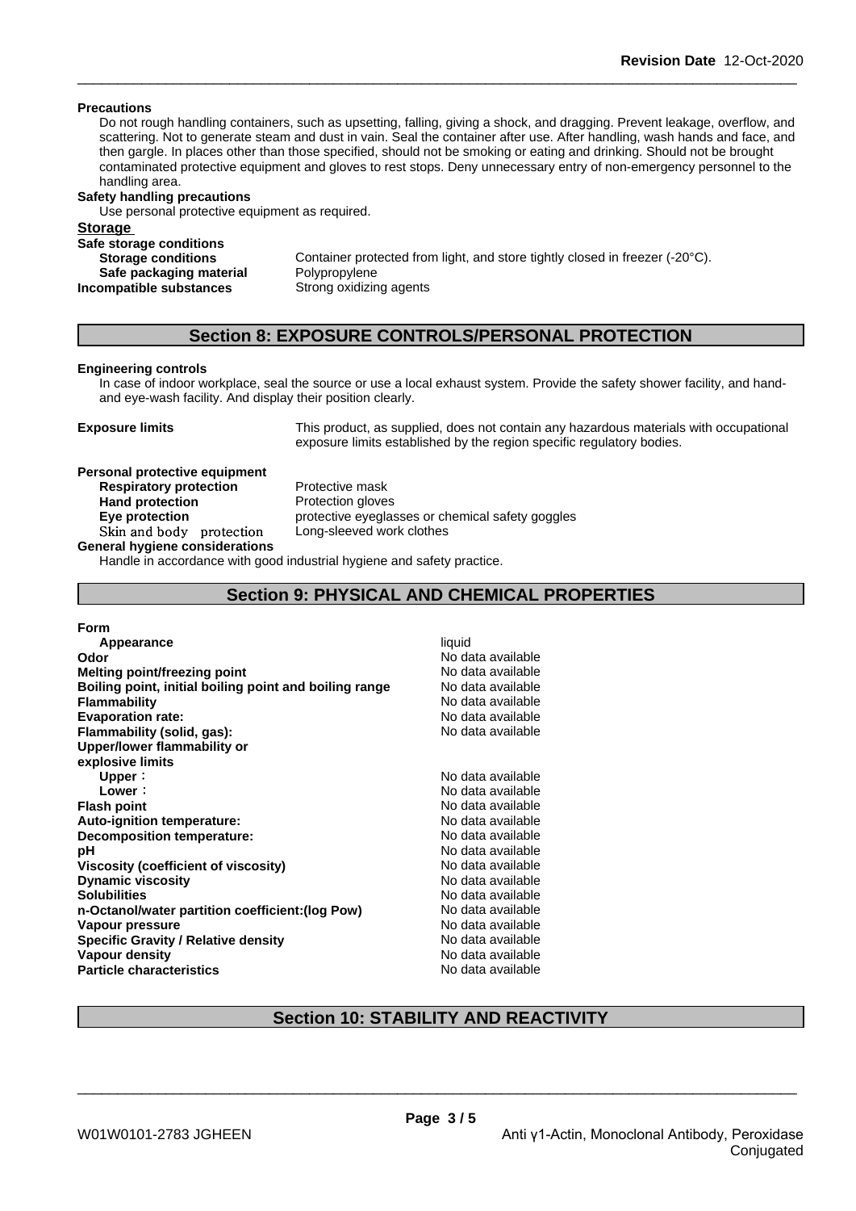**Precautions**

Do not rough handling containers, such as upsetting, falling, giving a shock, and dragging. Prevent leakage, overflow, and scattering. Not to generate steam and dust in vain. Seal the container after use. After handling, wash hands and face, and then gargle. In places other than those specified, should not be smoking or eating and drinking. Should not be brought contaminated protective equipment and gloves to rest stops. Deny unnecessary entry of non-emergency personnel to the handling area.

**Safety handling precautions**

Use personal protective equipment as required.

**Storage**

**Safe storage conditions**

| | |
|---|---|
| **Storage conditions** | Container protected from light, and store tightly closed in freezer (-20°C). |
| **Safe packaging material** | Polypropylene |
| **Incompatible substances** | Strong oxidizing agents |

## Section 8: EXPOSURE CONTROLS/PERSONAL PROTECTION

**Engineering controls**

In case of indoor workplace, seal the source or use a local exhaust system. Provide the safety shower facility, and hand- and eye-wash facility. And display their position clearly.

**Exposure limits** This product, as supplied, does not contain any hazardous materials with occupational exposure limits established by the region specific regulatory bodies.

**Personal protective equipment**

| | |
|---|---|
| **Respiratory protection** | Protective mask |
| **Hand protection** | Protection gloves |
| **Eye protection** | protective eyeglasses or chemical safety goggles |
| Skin and body protection | Long-sleeved work clothes |

**General hygiene considerations**

Handle in accordance with good industrial hygiene and safety practice.

## Section 9: PHYSICAL AND CHEMICAL PROPERTIES

**Form**

| | |
|---|---|
| **Appearance** | liquid |
| **Odor** | No data available |
| **Melting point/freezing point** | No data available |
| **Boiling point, initial boiling point and boiling range** | No data available |
| **Flammability** | No data available |
| **Evaporation rate:** | No data available |
| **Flammability (solid, gas):** | No data available |
| **Upper/lower flammability or explosive limits** | |
| **Upper**： | No data available |
| **Lower**： | No data available |
| **Flash point** | No data available |
| **Auto-ignition temperature:** | No data available |
| **Decomposition temperature:** | No data available |
| **pH** | No data available |
| **Viscosity (coefficient of viscosity)** | No data available |
| **Dynamic viscosity** | No data available |
| **Solubilities** | No data available |
| **n-Octanol/water partition coefficient:(log Pow)** | No data available |
| **Vapour pressure** | No data available |
| **Specific Gravity / Relative density** | No data available |
| **Vapour density** | No data available |
| **Particle characteristics** | No data available |

## Section 10: STABILITY AND REACTIVITY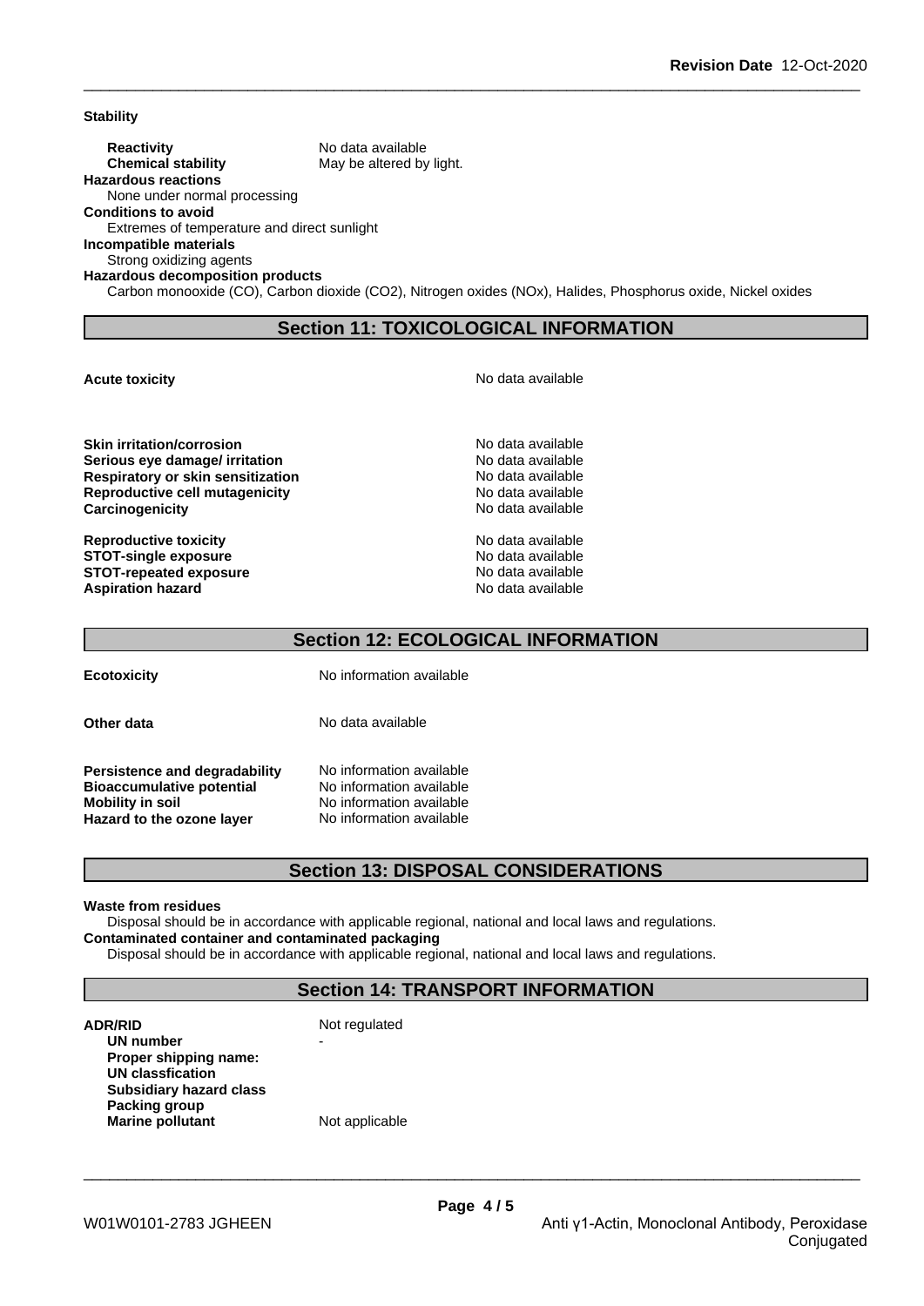**Stability**

| | |
|---|---|
| **Reactivity** | No data available |
| **Chemical stability** | May be altered by light. |

**Hazardous reactions**
None under normal processing

**Conditions to avoid**
Extremes of temperature and direct sunlight

**Incompatible materials**
Strong oxidizing agents

**Hazardous decomposition products**
Carbon monooxide (CO), Carbon dioxide ($CO_2$), Nitrogen oxides ($NO_x$), Halides, Phosphorus oxide, Nickel oxides

## Section 11: TOXICOLOGICAL INFORMATION

| | |
|---|---|
| **Acute toxicity** | No data available |
| **Skin irritation/corrosion** | No data available |
| **Serious eye damage/ irritation** | No data available |
| **Respiratory or skin sensitization** | No data available |
| **Reproductive cell mutagenicity** | No data available |
| **Carcinogenicity** | No data available |
| **Reproductive toxicity** | No data available |
| **STOT-single exposure** | No data available |
| **STOT-repeated exposure** | No data available |
| **Aspiration hazard** | No data available |

## Section 12: ECOLOGICAL INFORMATION

| | |
|---|---|
| **Ecotoxicity** | No information available |
| **Other data** | No data available |
| **Persistence and degradability** | No information available |
| **Bioaccumulative potential** | No information available |
| **Mobility in soil** | No information available |
| **Hazard to the ozone layer** | No information available |

## Section 13: DISPOSAL CONSIDERATIONS

**Waste from residues**
Disposal should be in accordance with applicable regional, national and local laws and regulations.

**Contaminated container and contaminated packaging**
Disposal should be in accordance with applicable regional, national and local laws and regulations.

## Section 14: TRANSPORT INFORMATION

| | |
|---|---|
| **ADR/RID** | Not regulated |
| **UN number** | - |
| **Proper shipping name:** | |
| **UN classfication** | |
| **Subsidiary hazard class** | |
| **Packing group** | |
| **Marine pollutant** | Not applicable |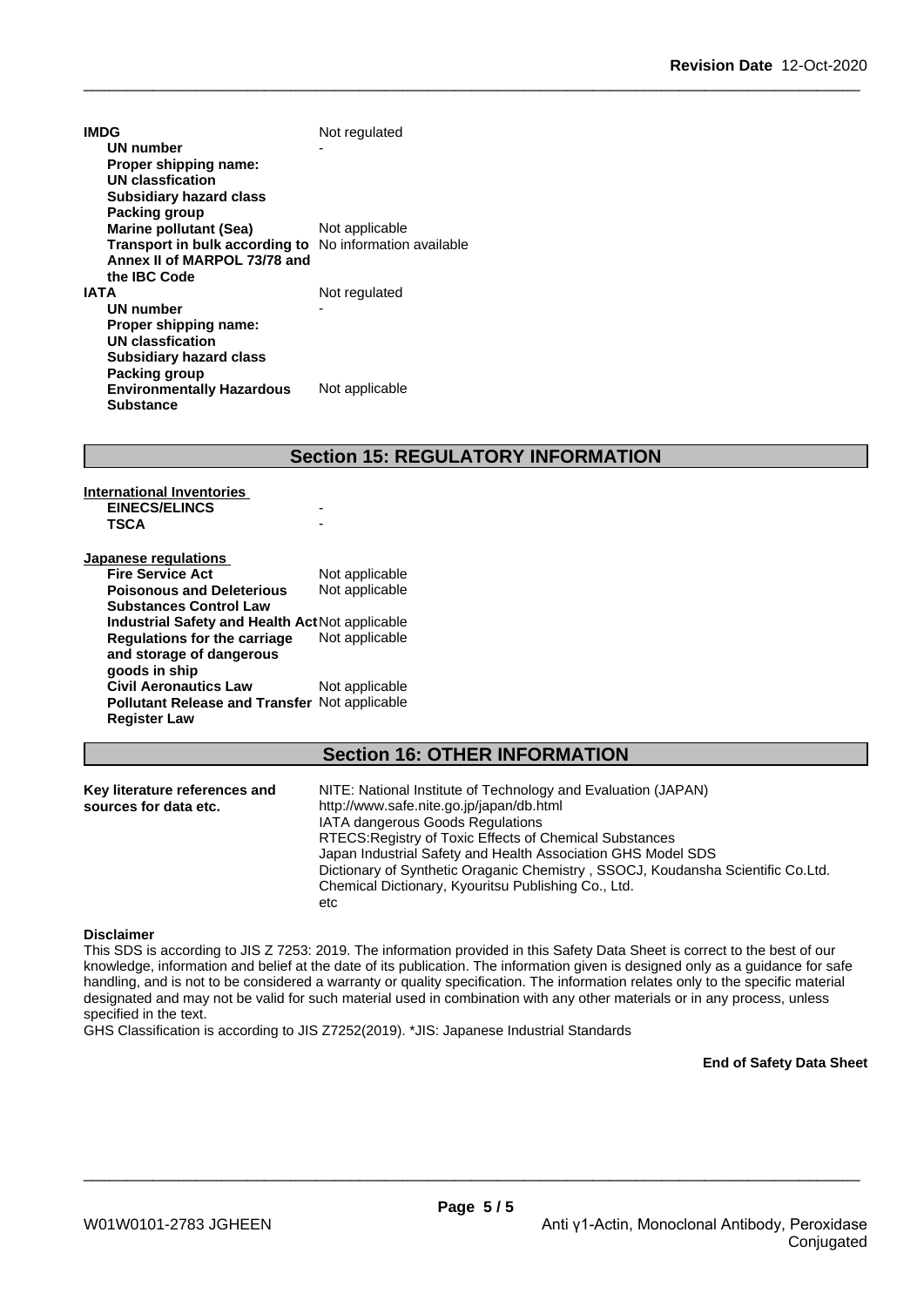| | |
|---|---|
| **IMDG** | Not regulated |
| **UN number** | - |
| **Proper shipping name:** | |
| **UN classfication** | |
| **Subsidiary hazard class** | |
| **Packing group** | |
| **Marine pollutant (Sea)** | Not applicable |
| **Transport in bulk according to Annex II of MARPOL 73/78 and the IBC Code** | No information available |
| **IATA** | Not regulated |
| **UN number** | - |
| **Proper shipping name:** | |
| **UN classfication** | |
| **Subsidiary hazard class** | |
| **Packing group** | |
| **Environmentally Hazardous Substance** | Not applicable |

## Section 15: REGULATORY INFORMATION

**International Inventories**

| | |
|---|---|
| **EINECS/ELINCS** | - |
| **TSCA** | - |

**Japanese regulations**

| | |
|---|---|
| **Fire Service Act** | Not applicable |
| **Poisonous and Deleterious Substances Control Law** | Not applicable |
| **Industrial Safety and Health Act** | Not applicable |
| **Regulations for the carriage and storage of dangerous goods in ship** | Not applicable |
| **Civil Aeronautics Law** | Not applicable |
| **Pollutant Release and Transfer Register Law** | Not applicable |

## Section 16: OTHER INFORMATION

**Key literature references and sources for data etc.**

NITE: National Institute of Technology and Evaluation (JAPAN)
http://www.safe.nite.go.jp/japan/db.html
IATA dangerous Goods Regulations
RTECS:Registry of Toxic Effects of Chemical Substances
Japan Industrial Safety and Health Association GHS Model SDS
Dictionary of Synthetic Oraganic Chemistry , SSOCJ, Koudansha Scientific Co.Ltd.
Chemical Dictionary, Kyouritsu Publishing Co., Ltd.
etc

**Disclaimer**

This SDS is according to JIS Z 7253: 2019. The information provided in this Safety Data Sheet is correct to the best of our knowledge, information and belief at the date of its publication. The information given is designed only as a guidance for safe handling, and is not to be considered a warranty or quality specification. The information relates only to the specific material designated and may not be valid for such material used in combination with any other materials or in any process, unless specified in the text.

GHS Classification is according to JIS Z7252(2019). *JIS: Japanese Industrial Standards

**End of Safety Data Sheet**